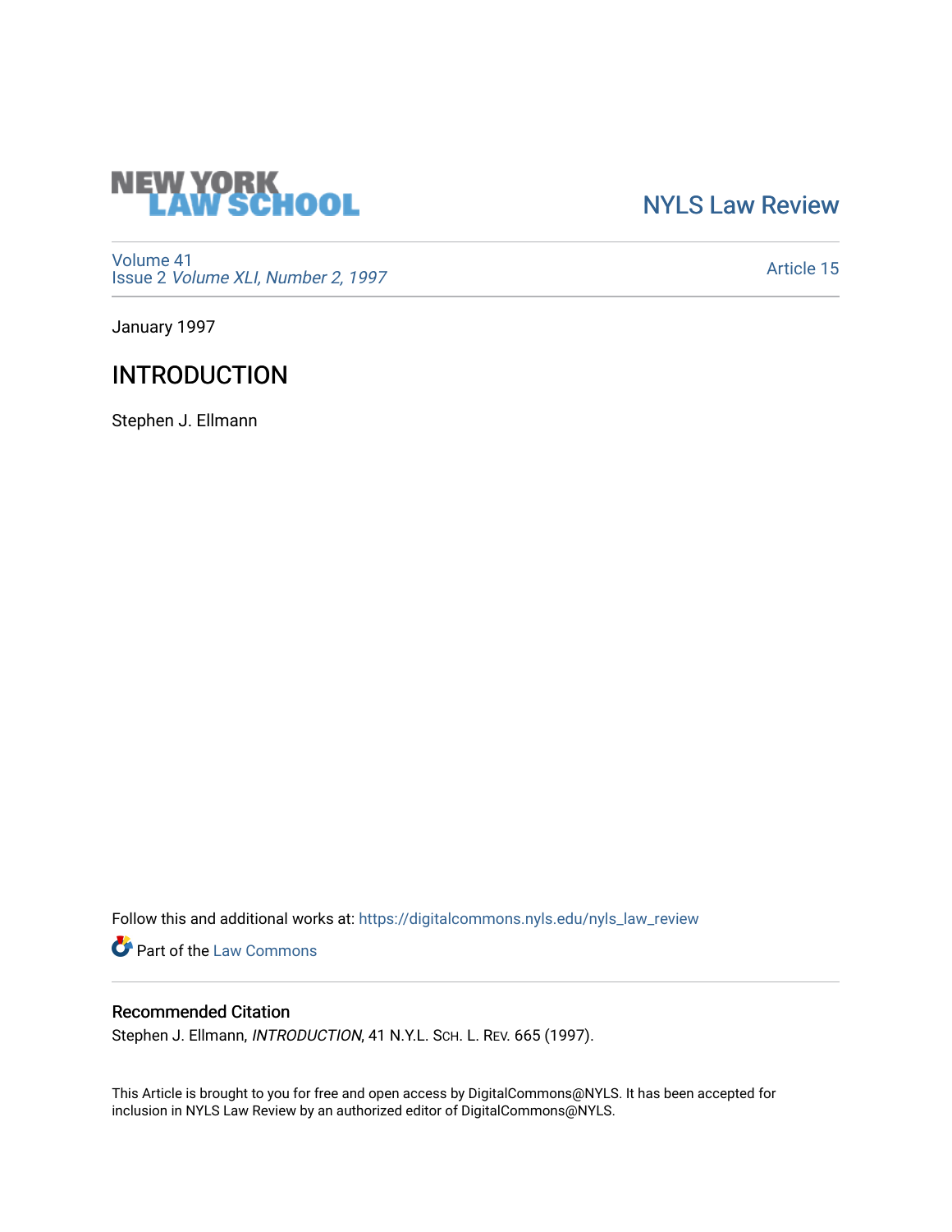NEW YORK LAW SCHOOL

NYLS Law Review

Volume 41
Issue 2 *Volume XLI, Number 2, 1997*

Article 15

January 1997

# INTRODUCTION

Stephen J. Ellmann

Follow this and additional works at: https://digitalcommons.nyls.edu/nyls_law_review

Part of the Law Commons

## Recommended Citation

Stephen J. Ellmann, *INTRODUCTION*, 41 N.Y.L. Sch. L. Rev. 665 (1997).

This Article is brought to you for free and open access by DigitalCommons@NYLS. It has been accepted for inclusion in NYLS Law Review by an authorized editor of DigitalCommons@NYLS.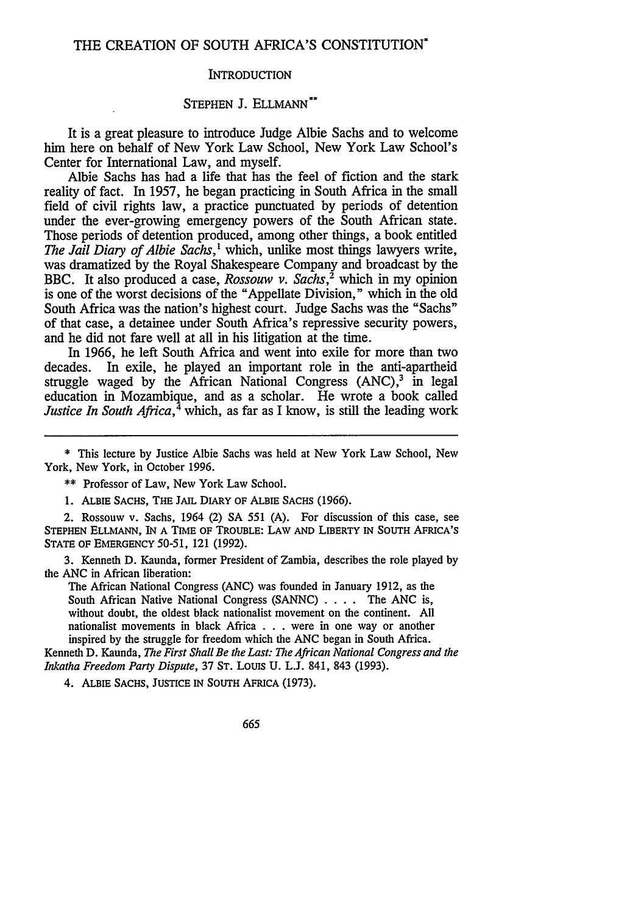# THE CREATION OF SOUTH AFRICA'S CONSTITUTION*

## INTRODUCTION

### STEPHEN J. ELLMANN**

It is a great pleasure to introduce Judge Albie Sachs and to welcome him here on behalf of New York Law School, New York Law School's Center for International Law, and myself.

Albie Sachs has had a life that has the feel of fiction and the stark reality of fact. In 1957, he began practicing in South Africa in the small field of civil rights law, a practice punctuated by periods of detention under the ever-growing emergency powers of the South African state. Those periods of detention produced, among other things, a book entitled *The Jail Diary of Albie Sachs*,[1] which, unlike most things lawyers write, was dramatized by the Royal Shakespeare Company and broadcast by the BBC. It also produced a case, *Rossouw v. Sachs*,[2] which in my opinion is one of the worst decisions of the "Appellate Division," which in the old South Africa was the nation's highest court. Judge Sachs was the "Sachs" of that case, a detainee under South Africa's repressive security powers, and he did not fare well at all in his litigation at the time.

In 1966, he left South Africa and went into exile for more than two decades. In exile, he played an important role in the anti-apartheid struggle waged by the African National Congress (ANC),[3] in legal education in Mozambique, and as a scholar. He wrote a book called *Justice In South Africa*,[4] which, as far as I know, is still the leading work

---

\* This lecture by Justice Albie Sachs was held at New York Law School, New York, New York, in October 1996.

\** Professor of Law, New York Law School.

1. ALBIE SACHS, THE JAIL DIARY OF ALBIE SACHS (1966).

2. Rossouw v. Sachs, 1964 (2) SA 551 (A). For discussion of this case, see STEPHEN ELLMANN, IN A TIME OF TROUBLE: LAW AND LIBERTY IN SOUTH AFRICA'S STATE OF EMERGENCY 50-51, 121 (1992).

3. Kenneth D. Kaunda, former President of Zambia, describes the role played by the ANC in African liberation:

> The African National Congress (ANC) was founded in January 1912, as the South African Native National Congress (SANNC) . . . . The ANC is, without doubt, the oldest black nationalist movement on the continent. All nationalist movements in black Africa . . . were in one way or another inspired by the struggle for freedom which the ANC began in South Africa.

Kenneth D. Kaunda, *The First Shall Be the Last: The African National Congress and the Inkatha Freedom Party Dispute*, 37 ST. LOUIS U. L.J. 841, 843 (1993).

4. ALBIE SACHS, JUSTICE IN SOUTH AFRICA (1973).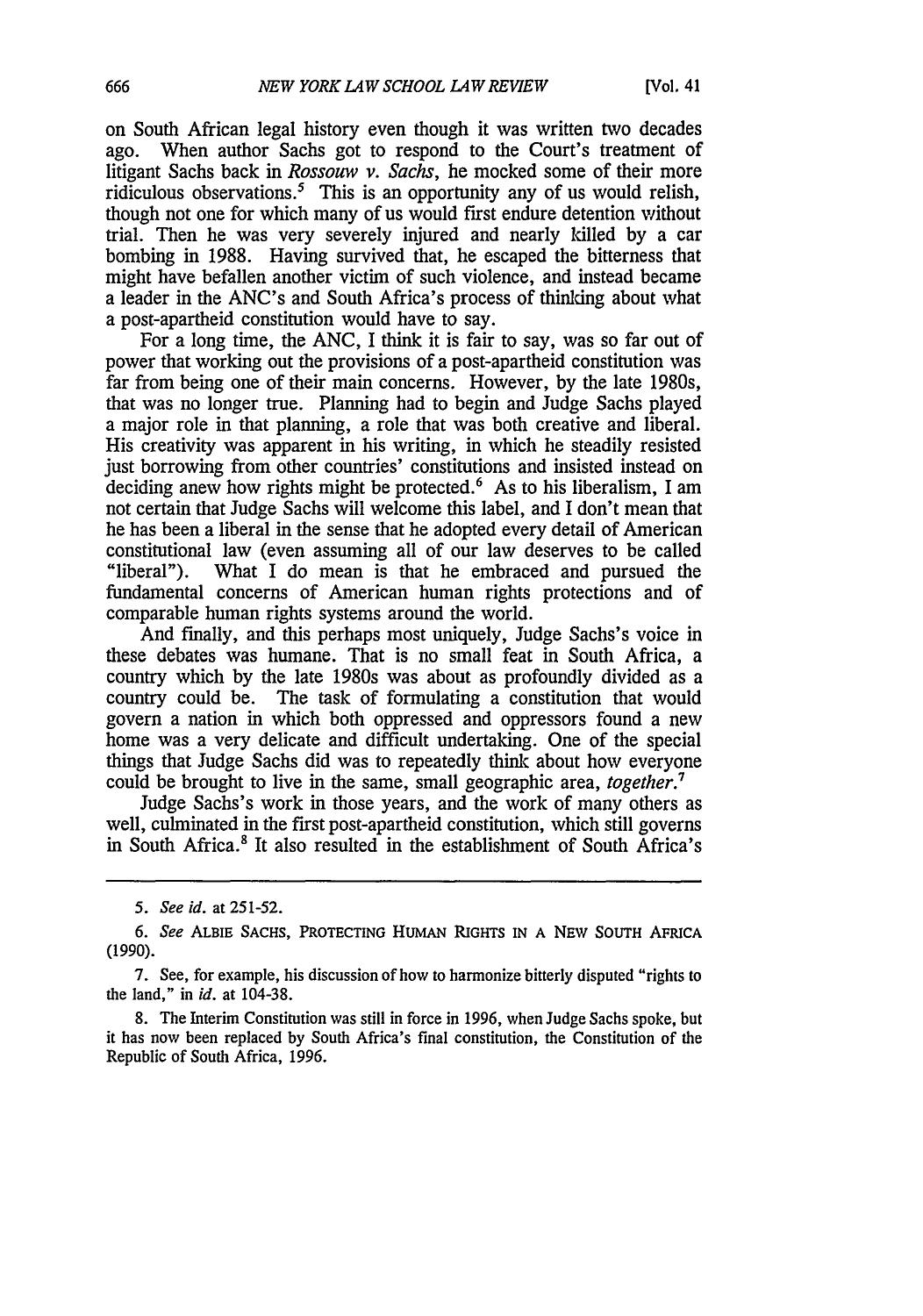on South African legal history even though it was written two decades ago. When author Sachs got to respond to the Court's treatment of litigant Sachs back in *Rossouw v. Sachs*, he mocked some of their more ridiculous observations.[5] This is an opportunity any of us would relish, though not one for which many of us would first endure detention without trial. Then he was very severely injured and nearly killed by a car bombing in 1988. Having survived that, he escaped the bitterness that might have befallen another victim of such violence, and instead became a leader in the ANC's and South Africa's process of thinking about what a post-apartheid constitution would have to say.

For a long time, the ANC, I think it is fair to say, was so far out of power that working out the provisions of a post-apartheid constitution was far from being one of their main concerns. However, by the late 1980s, that was no longer true. Planning had to begin and Judge Sachs played a major role in that planning, a role that was both creative and liberal. His creativity was apparent in his writing, in which he steadily resisted just borrowing from other countries' constitutions and insisted instead on deciding anew how rights might be protected.[6] As to his liberalism, I am not certain that Judge Sachs will welcome this label, and I don't mean that he has been a liberal in the sense that he adopted every detail of American constitutional law (even assuming all of our law deserves to be called "liberal"). What I do mean is that he embraced and pursued the fundamental concerns of American human rights protections and of comparable human rights systems around the world.

And finally, and this perhaps most uniquely, Judge Sachs's voice in these debates was humane. That is no small feat in South Africa, a country which by the late 1980s was about as profoundly divided as a country could be. The task of formulating a constitution that would govern a nation in which both oppressed and oppressors found a new home was a very delicate and difficult undertaking. One of the special things that Judge Sachs did was to repeatedly think about how everyone could be brought to live in the same, small geographic area, *together*.[7]

Judge Sachs's work in those years, and the work of many others as well, culminated in the first post-apartheid constitution, which still governs in South Africa.[8] It also resulted in the establishment of South Africa's

---

5. *See id.* at 251-52.

6. *See* ALBIE SACHS, PROTECTING HUMAN RIGHTS IN A NEW SOUTH AFRICA (1990).

7. See, for example, his discussion of how to harmonize bitterly disputed "rights to the land," in *id.* at 104-38.

8. The Interim Constitution was still in force in 1996, when Judge Sachs spoke, but it has now been replaced by South Africa's final constitution, the Constitution of the Republic of South Africa, 1996.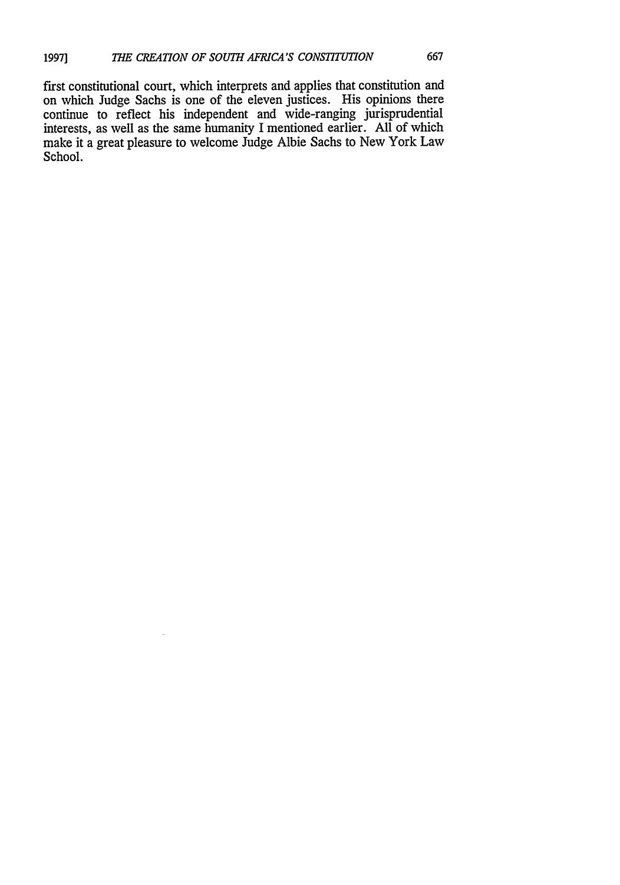first constitutional court, which interprets and applies that constitution and on which Judge Sachs is one of the eleven justices. His opinions there continue to reflect his independent and wide-ranging jurisprudential interests, as well as the same humanity I mentioned earlier. All of which make it a great pleasure to welcome Judge Albie Sachs to New York Law School.